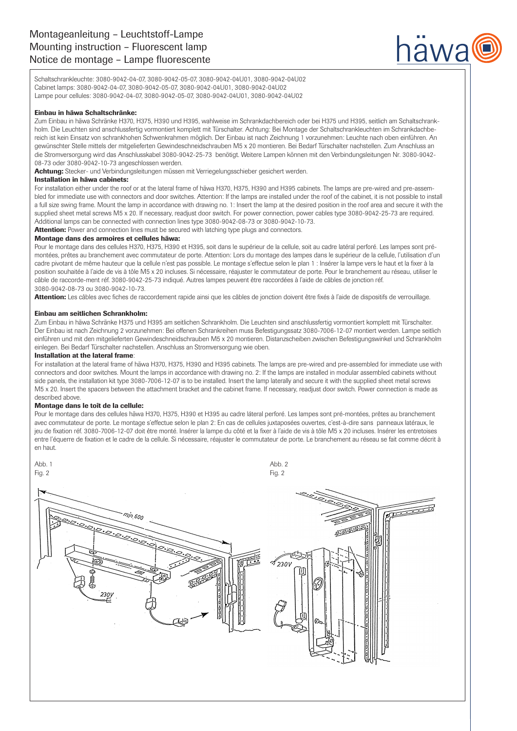# Montageanleitung – Leuchtstoff-Lampe
# Mounting instruction – Fluorescent lamp
# Notice de montage – Lampe fluorescente

Schaltschrankleuchte: 3080-9042-04-07, 3080-9042-05-07, 3080-9042-04U01, 3080-9042-04U02
Cabinet lamps: 3080-9042-04-07, 3080-9042-05-07, 3080-9042-04U01, 3080-9042-04U02
Lampe pour cellules: 3080-9042-04-07, 3080-9042-05-07, 3080-9042-04U01, 3080-9042-04U02

**Einbau in häwa Schaltschränke:**

Zum Einbau in häwa Schränke H370, H375, H390 und H395, wahlweise im Schrankdachbereich oder bei H375 und H395, seitlich am Schaltschrankholm. Die Leuchten sind anschlussfertig vormontiert komplett mit Türschalter. Achtung: Bei Montage der Schaltschrankleuchten im Schrankdachbereich ist kein Einsatz von schrankhohen Schwenkrahmen möglich. Der Einbau ist nach Zeichnung 1 vorzunehmen: Leuchte nach oben einführen. An gewünschter Stelle mittels der mitgelieferten Gewindeschneidschrauben M5 x 20 montieren. Bei Bedarf Türschalter nachstellen. Zum Anschluss an die Stromversorgung wird das Anschlusskabel 3080-9042-25-73 benötigt. Weitere Lampen können mit den Verbindungsleitungen Nr. 3080-9042-08-73 oder 3080-9042-10-73 angeschlossen werden.

**Achtung:** Stecker- und Verbindungsleitungen müssen mit Verriegelungsschieber gesichert werden.

**Installation in häwa cabinets:**

For installation either under the roof or at the lateral frame of häwa H370, H375, H390 and H395 cabinets. The lamps are pre-wired and pre-assembled for immediate use with connectors and door switches. Attention: If the lamps are installed under the roof of the cabinet, it is not possible to install a full size swing frame. Mount the lamp in accordance with drawing no. 1: Insert the lamp at the desired position in the roof area and secure it with the supplied sheet metal screws M5 x 20. If necessary, readjust door switch. For power connection, power cables type 3080-9042-25-73 are required. Additional lamps can be connected with connection lines type 3080-9042-08-73 or 3080-9042-10-73.

**Attention:** Power and connection lines must be secured with latching type plugs and connectors.

**Montage dans des armoires et cellules häwa:**

Pour le montage dans des cellules H370, H375, H390 et H395, soit dans le supérieur de la cellule, soit au cadre latéral perforé. Les lampes sont pré-montées, prêtes au branchement avec commutateur de porte. Attention: Lors du montage des lampes dans le supérieur de la cellule, l'utilisation d'un cadre pivotant de même hauteur que la cellule n'est pas possible. Le montage s'effectue selon le plan 1 : Insérer la lampe vers le haut et la fixer à la position souhaitée à l'aide de vis à tôle M5 x 20 incluses. Si nécessaire, réajuster le commutateur de porte. Pour le branchement au réseau, utiliser le câble de raccorde-ment réf. 3080-9042-25-73 indiqué. Autres lampes peuvent être raccordées à l'aide de câbles de jonction réf. 3080-9042-08-73 ou 3080-9042-10-73.

**Attention:** Les câbles avec fiches de raccordement rapide ainsi que les câbles de jonction doivent être fixés à l'aide de dispositifs de verrouillage.

**Einbau am seitlichen Schrankholm:**

Zum Einbau in häwa Schränke H375 und H395 am seitlichen Schrankholm. Die Leuchten sind anschlussfertig vormontiert komplett mit Türschalter. Der Einbau ist nach Zeichnung 2 vorzunehmen: Bei offenen Schrankreihen muss Befestigungssatz 3080-7006-12-07 montiert werden. Lampe seitlich einführen und mit den mitgelieferten Gewindeschneidschrauben M5 x 20 montieren. Distanzscheiben zwischen Befestigungswinkel und Schrankholm einlegen. Bei Bedarf Türschalter nachstellen. Anschluss an Stromversorgung wie oben.

**Installation at the lateral frame**:

For installation at the lateral frame of häwa H370, H375, H390 and H395 cabinets. The lamps are pre-wired and pre-assembled for immediate use with connectors and door switches. Mount the lamps in accordance with drawing no. 2: If the lamps are installed in modular assembled cabinets without side panels, the installation kit type 3080-7006-12-07 is to be installed. Insert the lamp laterally and secure it with the supplied sheet metal screws M5 x 20. Insert the spacers between the attachment bracket and the cabinet frame. If necessary, readjust door switch. Power connection is made as described above.

**Montage dans le toît de la cellule:**

Pour le montage dans des cellules häwa H370, H375, H390 et H395 au cadre láteral perforé. Les lampes sont pré-montées, prêtes au branchement avec commutateur de porte. Le montage s'effectue selon le plan 2: En cas de cellules juxtaposées ouvertes, c'est-à-dire sans panneaux latéraux, le jeu de fixation réf. 3080-7006-12-07 doit être monté. Insérer la lampe du côté et la fixer à l'aide de vis à tôle M5 x 20 incluses. Insérer les entretoises entre l'équerre de fixation et le cadre de la cellule. Si nécessaire, réajuster le commutateur de porte. Le branchement au réseau se fait comme décrit à en haut.

Abb. 1
Fig. 2

min. 600

230V

Abb. 2
Fig. 2

230V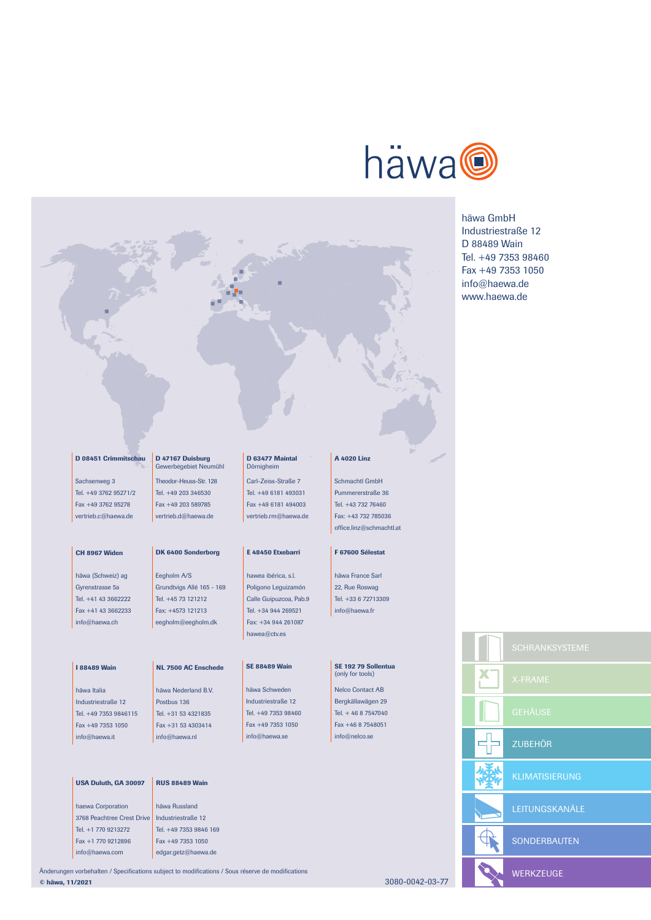häwa GmbH
Industriestraße 12
D 88489 Wain
Tel. +49 7353 98460
Fax +49 7353 1050
info@haewa.de
www.haewa.de

**D 08451 Crimmitschau**
Sachsenweg 3
Tel. +49 3762 95271/2
Fax +49 3762 95278
vertrieb.c@haewa.de

**D 47167 Duisburg**
Gewerbegebiet Neumühl
Theodor-Heuss-Str. 128
Tel. +49 203 346530
Fax +49 203 589785
vertrieb.d@haewa.de

**D 63477 Maintal**
Dörnigheim
Carl-Zeiss-Straße 7
Tel. +49 6181 493031
Fax +49 6181 494003
vertrieb.rm@haewa.de

**A 4020 Linz**
Schmachtl GmbH
Pummererstraße 36
Tel. +43 732 76460
Fax: +43 732 785036
office.linz@schmachtl.at

**CH 8967 Widen**
häwa (Schweiz) ag
Gyrenstrasse 5a
Tel. +41 43 3662222
Fax +41 43 3662233
info@haewa.ch

**DK 6400 Sonderborg**
Eegholm A/S
Grundtvigs Allé 165 - 169
Tel. +45 73 121212
Fax: +4573 121213
eegholm@eegholm.dk

**E 48450 Etxebarri**
hawea ibérica, s.l.
Poligono Leguizamón
Calle Guipuzcoa, Pab.9
Tel. +34 944 269521
Fax: +34 944 261087
hawea@ctv.es

**F 67600 Sélestat**
häwa France Sarl
22, Rue Roswag
Tel. +33 6 72713309
info@haewa.fr

**I 88489 Wain**
häwa Italia
Industriestraße 12
Tel. +49 7353 9846115
Fax +49 7353 1050
info@haewa.it

**NL 7500 AC Enschede**
häwa Nederland B.V.
Postbus 136
Tel. +31 53 4321835
Fax +31 53 4303414
info@haewa.nl

**SE 88489 Wain**
häwa Schweden
Industriestraße 12
Tel. +49 7353 98460
Fax +49 7353 1050
info@haewa.se

**SE 192 79 Sollentua**
(only for tools)
Nelco Contact AB
Bergkällawägen 29
Tel. + 46 8 7547040
Fax +46 8 7548051
info@nelco.se

**USA Duluth, GA 30097**
haewa Corporation
3768 Peachtree Crest Drive
Tel. +1 770 9213272
Fax +1 770 9212896
info@haewa.com

**RUS 88489 Wain**
häwa Russland
Industriestraße 12
Tel. +49 7353 9846 169
Fax +49 7353 1050
edgar.getz@haewa.de

- SCHRANKSYSTEME
- X-FRAME
- GEHÄUSE
- ZUBEHÖR
- KLIMATISIERUNG
- LEITUNGSKANÄLE
- SONDERBAUTEN
- WERKZEUGE

Änderungen vorbehalten / Specifications subject to modifications / Sous réserve de modifications
**© häwa, 11/2021**

3080-0042-03-77